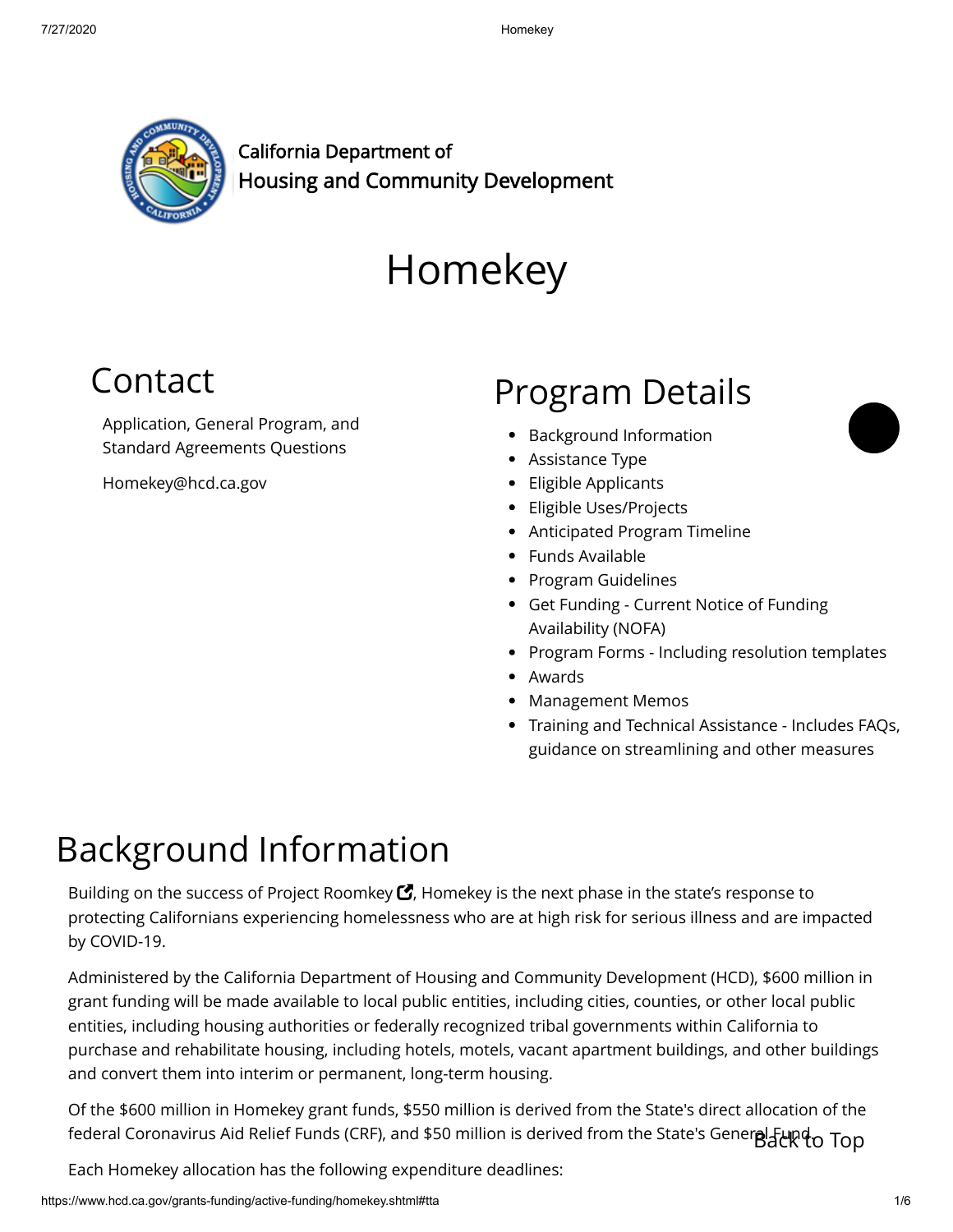California Department of
Housing and Community Development

# Homekey

## Contact

Application, General Program, and Standard Agreements Questions

Homekey@hcd.ca.gov

## Program Details

- Background Information
- Assistance Type
- Eligible Applicants
- Eligible Uses/Projects
- Anticipated Program Timeline
- Funds Available
- Program Guidelines
- Get Funding - Current Notice of Funding Availability (NOFA)
- Program Forms - Including resolution templates
- Awards
- Management Memos
- Training and Technical Assistance - Includes FAQs, guidance on streamlining and other measures

## Background Information

Building on the success of Project Roomkey, Homekey is the next phase in the state's response to protecting Californians experiencing homelessness who are at high risk for serious illness and are impacted by COVID-19.

Administered by the California Department of Housing and Community Development (HCD), $600 million in grant funding will be made available to local public entities, including cities, counties, or other local public entities, including housing authorities or federally recognized tribal governments within California to purchase and rehabilitate housing, including hotels, motels, vacant apartment buildings, and other buildings and convert them into interim or permanent, long-term housing.

Of the $600 million in Homekey grant funds, $550 million is derived from the State's direct allocation of the federal Coronavirus Aid Relief Funds (CRF), and $50 million is derived from the State's General Fund.

Back to Top

Each Homekey allocation has the following expenditure deadlines: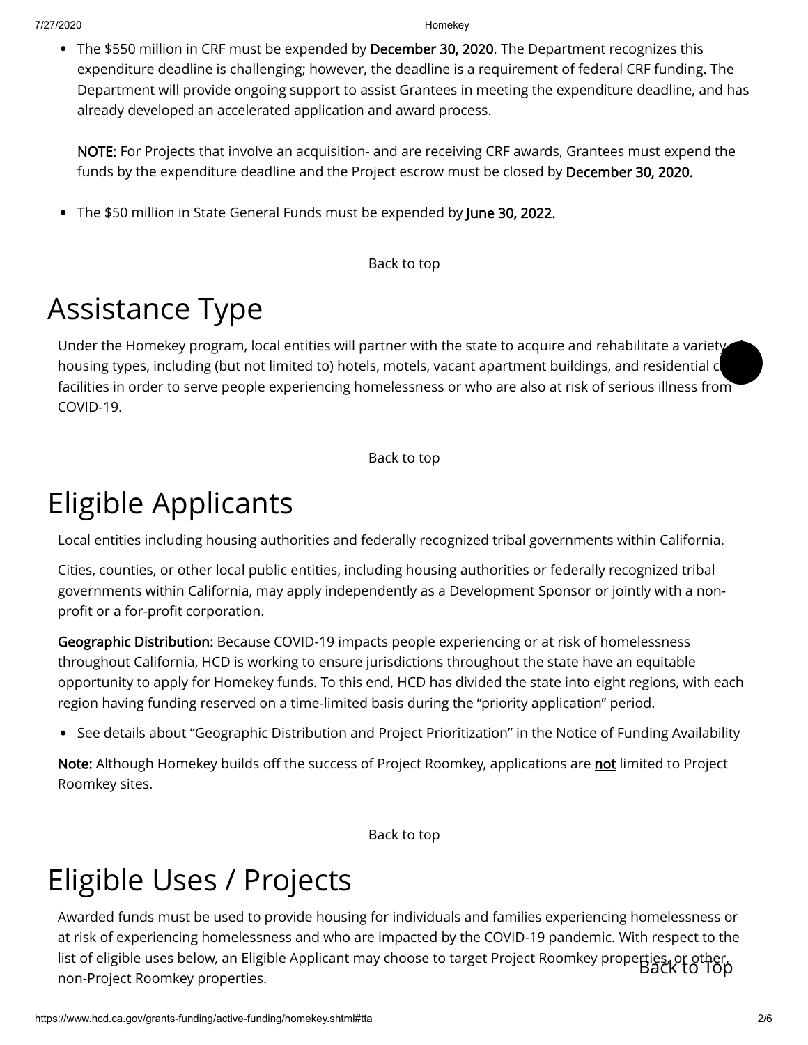- The $550 million in CRF must be expended by **December 30, 2020**. The Department recognizes this expenditure deadline is challenging; however, the deadline is a requirement of federal CRF funding. The Department will provide ongoing support to assist Grantees in meeting the expenditure deadline, and has already developed an accelerated application and award process.

  **NOTE:** For Projects that involve an acquisition- and are receiving CRF awards, Grantees must expend the funds by the expenditure deadline and the Project escrow must be closed by **December 30, 2020.**

- The $50 million in State General Funds must be expended by **June 30, 2022.**

Back to top

# Assistance Type

Under the Homekey program, local entities will partner with the state to acquire and rehabilitate a variety of housing types, including (but not limited to) hotels, motels, vacant apartment buildings, and residential care facilities in order to serve people experiencing homelessness or who are also at risk of serious illness from COVID-19.

Back to top

# Eligible Applicants

Local entities including housing authorities and federally recognized tribal governments within California.

Cities, counties, or other local public entities, including housing authorities or federally recognized tribal governments within California, may apply independently as a Development Sponsor or jointly with a non-profit or a for-profit corporation.

**Geographic Distribution:** Because COVID-19 impacts people experiencing or at risk of homelessness throughout California, HCD is working to ensure jurisdictions throughout the state have an equitable opportunity to apply for Homekey funds. To this end, HCD has divided the state into eight regions, with each region having funding reserved on a time-limited basis during the "priority application" period.

- See details about "Geographic Distribution and Project Prioritization" in the Notice of Funding Availability

**Note:** Although Homekey builds off the success of Project Roomkey, applications are <u>not</u> limited to Project Roomkey sites.

Back to top

# Eligible Uses / Projects

Awarded funds must be used to provide housing for individuals and families experiencing homelessness or at risk of experiencing homelessness and who are impacted by the COVID-19 pandemic. With respect to the list of eligible uses below, an Eligible Applicant may choose to target Project Roomkey properties, or other, non-Project Roomkey properties.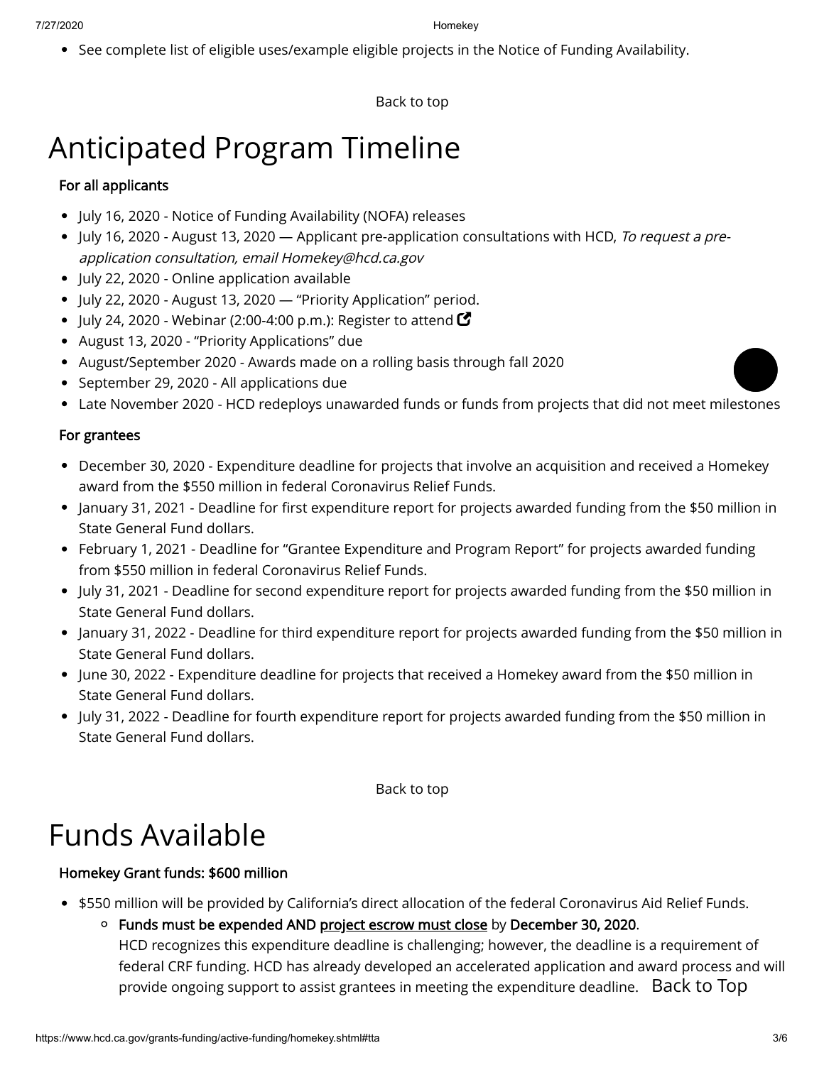- See complete list of eligible uses/example eligible projects in the Notice of Funding Availability.

Back to top

# Anticipated Program Timeline

**For all applicants**

- July 16, 2020 - Notice of Funding Availability (NOFA) releases
- July 16, 2020 - August 13, 2020 — Applicant pre-application consultations with HCD, *To request a pre-application consultation, email Homekey@hcd.ca.gov*
- July 22, 2020 - Online application available
- July 22, 2020 - August 13, 2020 — "Priority Application" period.
- July 24, 2020 - Webinar (2:00-4:00 p.m.): Register to attend
- August 13, 2020 - "Priority Applications" due
- August/September 2020 - Awards made on a rolling basis through fall 2020
- September 29, 2020 - All applications due
- Late November 2020 - HCD redeploys unawarded funds or funds from projects that did not meet milestones

**For grantees**

- December 30, 2020 - Expenditure deadline for projects that involve an acquisition and received a Homekey award from the $550 million in federal Coronavirus Relief Funds.
- January 31, 2021 - Deadline for first expenditure report for projects awarded funding from the $50 million in State General Fund dollars.
- February 1, 2021 - Deadline for "Grantee Expenditure and Program Report" for projects awarded funding from $550 million in federal Coronavirus Relief Funds.
- July 31, 2021 - Deadline for second expenditure report for projects awarded funding from the $50 million in State General Fund dollars.
- January 31, 2022 - Deadline for third expenditure report for projects awarded funding from the $50 million in State General Fund dollars.
- June 30, 2022 - Expenditure deadline for projects that received a Homekey award from the $50 million in State General Fund dollars.
- July 31, 2022 - Deadline for fourth expenditure report for projects awarded funding from the $50 million in State General Fund dollars.

Back to top

# Funds Available

**Homekey Grant funds: $600 million**

- $550 million will be provided by California's direct allocation of the federal Coronavirus Aid Relief Funds.
  - **Funds must be expended AND project escrow must close by December 30, 2020.**
    HCD recognizes this expenditure deadline is challenging; however, the deadline is a requirement of federal CRF funding. HCD has already developed an accelerated application and award process and will provide ongoing support to assist grantees in meeting the expenditure deadline.

Back to Top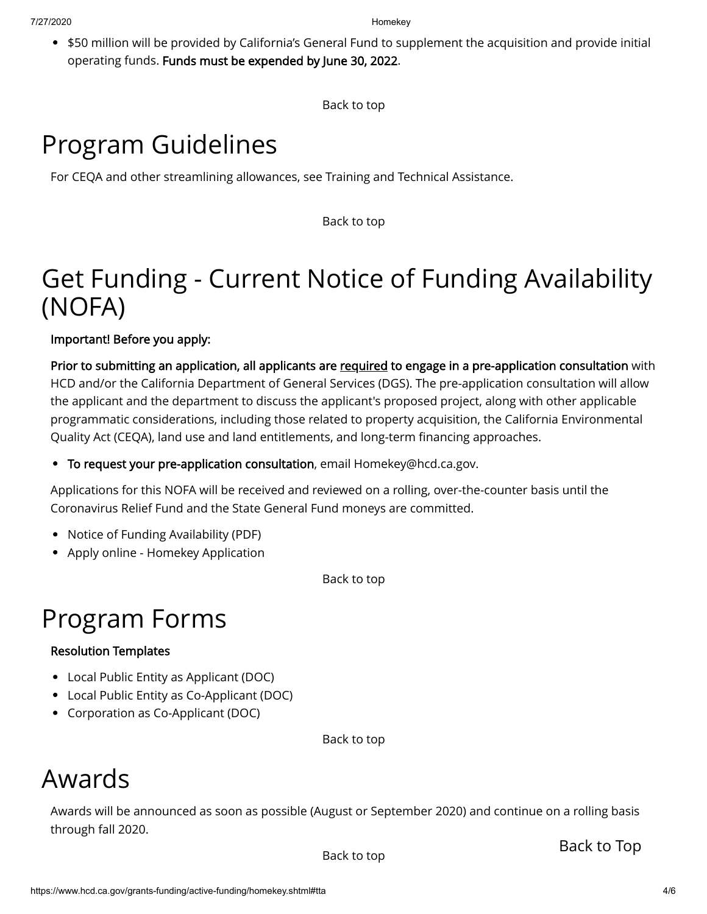- $50 million will be provided by California's General Fund to supplement the acquisition and provide initial operating funds. **Funds must be expended by June 30, 2022**.

Back to top

# Program Guidelines

For CEQA and other streamlining allowances, see Training and Technical Assistance.

Back to top

# Get Funding - Current Notice of Funding Availability (NOFA)

**Important! Before you apply:**

**Prior to submitting an application, all applicants are <u>required</u> to engage in a pre-application consultation** with HCD and/or the California Department of General Services (DGS). The pre-application consultation will allow the applicant and the department to discuss the applicant's proposed project, along with other applicable programmatic considerations, including those related to property acquisition, the California Environmental Quality Act (CEQA), land use and land entitlements, and long-term financing approaches.

- **To request your pre-application consultation**, email Homekey@hcd.ca.gov.

Applications for this NOFA will be received and reviewed on a rolling, over-the-counter basis until the Coronavirus Relief Fund and the State General Fund moneys are committed.

- Notice of Funding Availability (PDF)
- Apply online - Homekey Application

Back to top

# Program Forms

**Resolution Templates**

- Local Public Entity as Applicant (DOC)
- Local Public Entity as Co-Applicant (DOC)
- Corporation as Co-Applicant (DOC)

Back to top

# Awards

Awards will be announced as soon as possible (August or September 2020) and continue on a rolling basis through fall 2020.

Back to top

Back to Top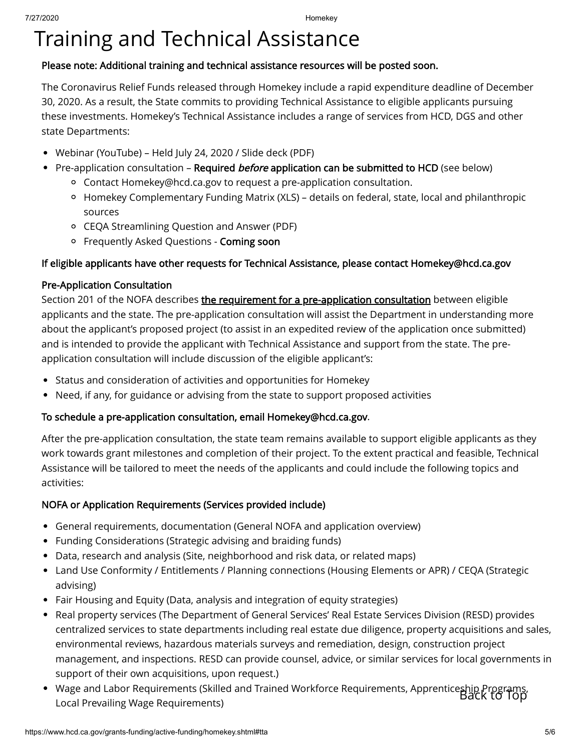# Training and Technical Assistance

**Please note: Additional training and technical assistance resources will be posted soon.**

The Coronavirus Relief Funds released through Homekey include a rapid expenditure deadline of December 30, 2020. As a result, the State commits to providing Technical Assistance to eligible applicants pursuing these investments. Homekey's Technical Assistance includes a range of services from HCD, DGS and other state Departments:

- Webinar (YouTube) – Held July 24, 2020 / Slide deck (PDF)
- Pre-application consultation – **Required *before* application can be submitted to HCD** (see below)
  - Contact Homekey@hcd.ca.gov to request a pre-application consultation.
  - Homekey Complementary Funding Matrix (XLS) – details on federal, state, local and philanthropic sources
  - CEQA Streamlining Question and Answer (PDF)
  - Frequently Asked Questions - **Coming soon**

**If eligible applicants have other requests for Technical Assistance, please contact Homekey@hcd.ca.gov**

**Pre-Application Consultation**

Section 201 of the NOFA describes **the requirement for a pre-application consultation** between eligible applicants and the state. The pre-application consultation will assist the Department in understanding more about the applicant's proposed project (to assist in an expedited review of the application once submitted) and is intended to provide the applicant with Technical Assistance and support from the state. The pre-application consultation will include discussion of the eligible applicant's:

- Status and consideration of activities and opportunities for Homekey
- Need, if any, for guidance or advising from the state to support proposed activities

**To schedule a pre-application consultation, email Homekey@hcd.ca.gov**.

After the pre-application consultation, the state team remains available to support eligible applicants as they work towards grant milestones and completion of their project. To the extent practical and feasible, Technical Assistance will be tailored to meet the needs of the applicants and could include the following topics and activities:

**NOFA or Application Requirements (Services provided include)**

- General requirements, documentation (General NOFA and application overview)
- Funding Considerations (Strategic advising and braiding funds)
- Data, research and analysis (Site, neighborhood and risk data, or related maps)
- Land Use Conformity / Entitlements / Planning connections (Housing Elements or APR) / CEQA (Strategic advising)
- Fair Housing and Equity (Data, analysis and integration of equity strategies)
- Real property services (The Department of General Services' Real Estate Services Division (RESD) provides centralized services to state departments including real estate due diligence, property acquisitions and sales, environmental reviews, hazardous materials surveys and remediation, design, construction project management, and inspections. RESD can provide counsel, advice, or similar services for local governments in support of their own acquisitions, upon request.)
- Wage and Labor Requirements (Skilled and Trained Workforce Requirements, Apprenticeship Programs, Local Prevailing Wage Requirements)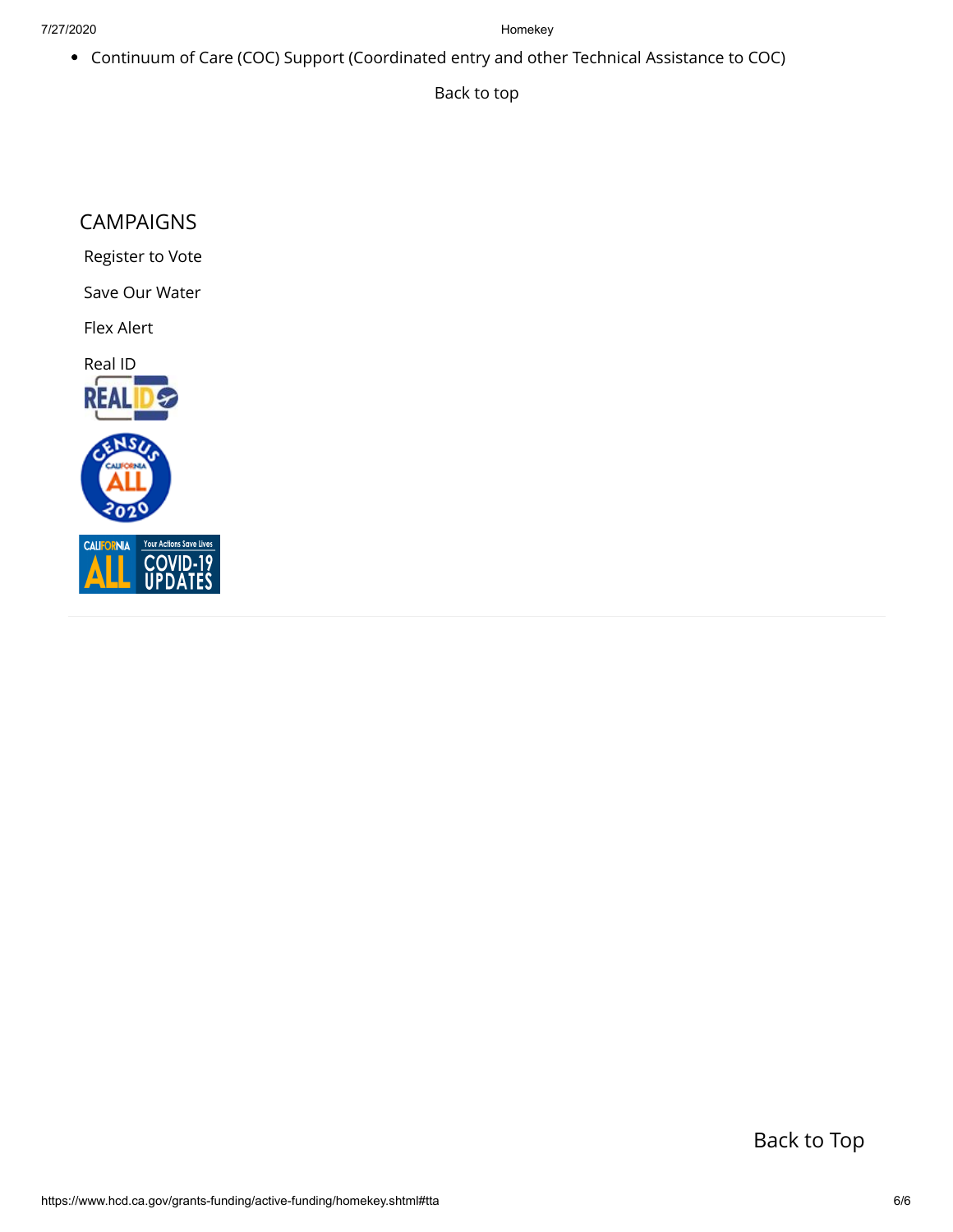- Continuum of Care (COC) Support (Coordinated entry and other Technical Assistance to COC)

Back to top

## CAMPAIGNS

Register to Vote

Save Our Water

Flex Alert

Real ID

Back to Top